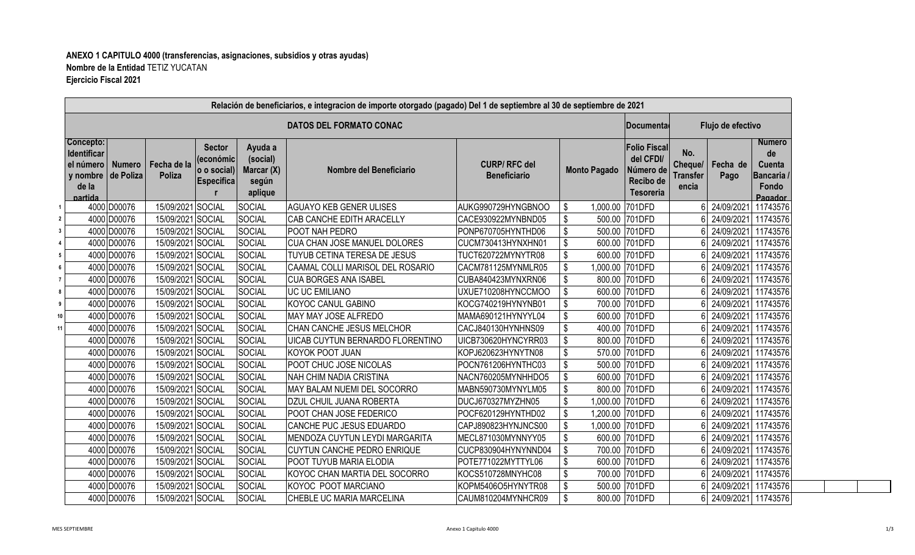**ANEXO 1 CAPITULO 4000 (transferencias, asignaciones, subsidios y otras ayudas)**
**Nombre de la Entidad** TETIZ YUCATAN
**Ejercicio Fiscal 2021**

| Relación de beneficiarios, e integracion de importe otorgado (pagado) Del 1 de septiembre al 30 de septiembre de 2021 | | | | | | | | | | | | |
|---|---|---|---|---|---|---|---|---|---|---|---|---|
| DATOS DEL FORMATO CONAC | | | | | | | | Documenta | Flujo de efectivo | | | |
| | Concepto: Identificar el número y nombre de la partida | Numero de Poliza | Fecha de la Poliza | Sector (económico o social) Especificar | Ayuda a (social) Marcar (X) según aplique | Nombre del Beneficiario | CURP/ RFC del Beneficiario | Monto Pagado | Folio Fiscal del CFDI/ Número de Recibo de Tesoreria | No. Cheque/ Transferencia | Fecha de Pago | Numero de Cuenta Bancaria / Fondo Pagador |
| 1 | 4000 | D00076 | 15/09/2021 | SOCIAL | SOCIAL | AGUAYO KEB GENER ULISES | AUKG990729HYNGBNOO | $ 1,000.00 | 701DFD | 6 | 24/09/2021 | 11743576 |
| 2 | 4000 | D00076 | 15/09/2021 | SOCIAL | SOCIAL | CAB CANCHE EDITH ARACELLY | CACE930922MYNBND05 | $ 500.00 | 701DFD | 6 | 24/09/2021 | 11743576 |
| 3 | 4000 | D00076 | 15/09/2021 | SOCIAL | SOCIAL | POOT NAH PEDRO | PONP670705HYNTHD06 | $ 500.00 | 701DFD | 6 | 24/09/2021 | 11743576 |
| 4 | 4000 | D00076 | 15/09/2021 | SOCIAL | SOCIAL | CUA CHAN JOSE MANUEL DOLORES | CUCM730413HYNXHN01 | $ 600.00 | 701DFD | 6 | 24/09/2021 | 11743576 |
| 5 | 4000 | D00076 | 15/09/2021 | SOCIAL | SOCIAL | TUYUB CETINA TERESA DE JESUS | TUCT620722MYNYTR08 | $ 600.00 | 701DFD | 6 | 24/09/2021 | 11743576 |
| 6 | 4000 | D00076 | 15/09/2021 | SOCIAL | SOCIAL | CAAMAL COLLI MARISOL DEL ROSARIO | CACM781125MYNMLR05 | $ 1,000.00 | 701DFD | 6 | 24/09/2021 | 11743576 |
| 7 | 4000 | D00076 | 15/09/2021 | SOCIAL | SOCIAL | CUA BORGES ANA ISABEL | CUBA840423MYNXRN06 | $ 800.00 | 701DFD | 6 | 24/09/2021 | 11743576 |
| 8 | 4000 | D00076 | 15/09/2021 | SOCIAL | SOCIAL | UC UC EMILIANO | UXUE710208HYNCCMOO | $ 600.00 | 701DFD | 6 | 24/09/2021 | 11743576 |
| 9 | 4000 | D00076 | 15/09/2021 | SOCIAL | SOCIAL | KOYOC CANUL GABINO | KOCG740219HYNYNB01 | $ 700.00 | 701DFD | 6 | 24/09/2021 | 11743576 |
| 10 | 4000 | D00076 | 15/09/2021 | SOCIAL | SOCIAL | MAY MAY JOSE ALFREDO | MAMA690121HYNYYL04 | $ 600.00 | 701DFD | 6 | 24/09/2021 | 11743576 |
| 11 | 4000 | D00076 | 15/09/2021 | SOCIAL | SOCIAL | CHAN CANCHE JESUS MELCHOR | CACJ840130HYNHNS09 | $ 400.00 | 701DFD | 6 | 24/09/2021 | 11743576 |
| | 4000 | D00076 | 15/09/2021 | SOCIAL | SOCIAL | UICAB CUYTUN BERNARDO FLORENTINO | UICB730620HYNCYRR03 | $ 800.00 | 701DFD | 6 | 24/09/2021 | 11743576 |
| | 4000 | D00076 | 15/09/2021 | SOCIAL | SOCIAL | KOYOK POOT JUAN | KOPJ620623HYNYTN08 | $ 570.00 | 701DFD | 6 | 24/09/2021 | 11743576 |
| | 4000 | D00076 | 15/09/2021 | SOCIAL | SOCIAL | POOT CHUC JOSE NICOLAS | POCN761206HYNTHC03 | $ 500.00 | 701DFD | 6 | 24/09/2021 | 11743576 |
| | 4000 | D00076 | 15/09/2021 | SOCIAL | SOCIAL | NAH CHIM NADIA CRISTINA | NACN760205MYNHHDO5 | $ 600.00 | 701DFD | 6 | 24/09/2021 | 11743576 |
| | 4000 | D00076 | 15/09/2021 | SOCIAL | SOCIAL | MAY BALAM NUEMI DEL SOCORRO | MABN590730MYNYLM05 | $ 800.00 | 701DFD | 6 | 24/09/2021 | 11743576 |
| | 4000 | D00076 | 15/09/2021 | SOCIAL | SOCIAL | DZUL CHUIL JUANA ROBERTA | DUCJ670327MYZHN05 | $ 1,000.00 | 701DFD | 6 | 24/09/2021 | 11743576 |
| | 4000 | D00076 | 15/09/2021 | SOCIAL | SOCIAL | POOT CHAN JOSE FEDERICO | POCF620129HYNTHD02 | $ 1,200.00 | 701DFD | 6 | 24/09/2021 | 11743576 |
| | 4000 | D00076 | 15/09/2021 | SOCIAL | SOCIAL | CANCHE PUC JESUS EDUARDO | CAPJ890823HYNJNCS00 | $ 1,000.00 | 701DFD | 6 | 24/09/2021 | 11743576 |
| | 4000 | D00076 | 15/09/2021 | SOCIAL | SOCIAL | MENDOZA CUYTUN LEYDI MARGARITA | MECL871030MYNNYY05 | $ 600.00 | 701DFD | 6 | 24/09/2021 | 11743576 |
| | 4000 | D00076 | 15/09/2021 | SOCIAL | SOCIAL | CUYTUN CANCHE PEDRO ENRIQUE | CUCP830904HYNYNND04 | $ 700.00 | 701DFD | 6 | 24/09/2021 | 11743576 |
| | 4000 | D00076 | 15/09/2021 | SOCIAL | SOCIAL | POOT TUYUB MARIA ELODIA | POTE771022MYTTYL06 | $ 600.00 | 701DFD | 6 | 24/09/2021 | 11743576 |
| | 4000 | D00076 | 15/09/2021 | SOCIAL | SOCIAL | KOYOC CHAN MARTIA DEL SOCORRO | KOCS510728MNYHC08 | $ 700.00 | 701DFD | 6 | 24/09/2021 | 11743576 |
| | 4000 | D00076 | 15/09/2021 | SOCIAL | SOCIAL | KOYOC POOT MARCIANO | KOPM5406O5HYNYTR08 | $ 500.00 | 701DFD | 6 | 24/09/2021 | 11743576 |
| | 4000 | D00076 | 15/09/2021 | SOCIAL | SOCIAL | CHEBLE UC MARIA MARCELINA | CAUM810204MYNHCR09 | $ 800.00 | 701DFD | 6 | 24/09/2021 | 11743576 |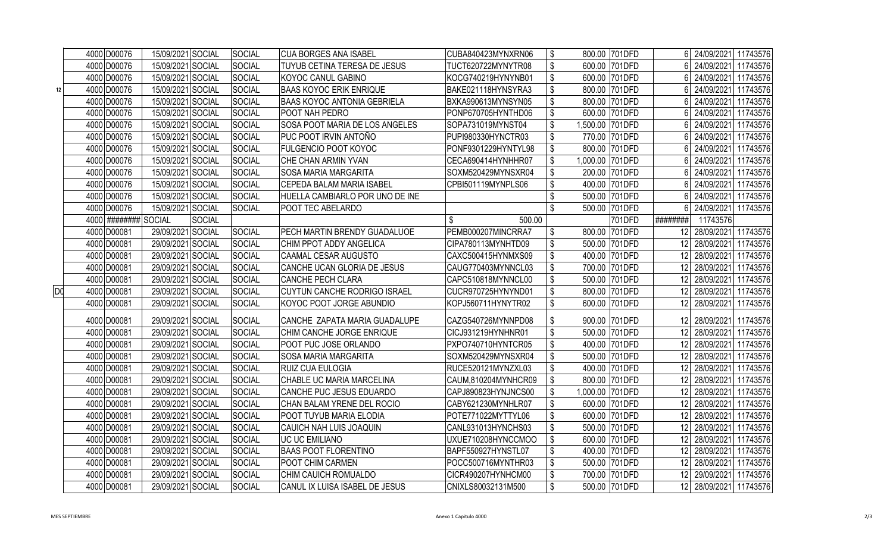| | | | | | | | | | | | | | |
|---|---|---|---|---|---|---|---|---|---|---|---|---|---|
| | 4000 | D00076 | 15/09/2021 | SOCIAL | SOCIAL | CUA BORGES ANA ISABEL | CUBA840423MYNXRN06 | $ | 800.00 | 701DFD | 6 | 24/09/2021 | 11743576 |
| | 4000 | D00076 | 15/09/2021 | SOCIAL | SOCIAL | TUYUB CETINA TERESA DE JESUS | TUCT620722MYNYTR08 | $ | 600.00 | 701DFD | 6 | 24/09/2021 | 11743576 |
| | 4000 | D00076 | 15/09/2021 | SOCIAL | SOCIAL | KOYOC CANUL GABINO | KOCG740219HYNYNB01 | $ | 600.00 | 701DFD | 6 | 24/09/2021 | 11743576 |
| 12 | 4000 | D00076 | 15/09/2021 | SOCIAL | SOCIAL | BAAS KOYOC ERIK ENRIQUE | BAKE021118HYNSYRA3 | $ | 800.00 | 701DFD | 6 | 24/09/2021 | 11743576 |
| | 4000 | D00076 | 15/09/2021 | SOCIAL | SOCIAL | BAAS KOYOC ANTONIA GEBRIELA | BXKA990613MYNSYN05 | $ | 800.00 | 701DFD | 6 | 24/09/2021 | 11743576 |
| | 4000 | D00076 | 15/09/2021 | SOCIAL | SOCIAL | POOT NAH PEDRO | PONP670705HYNTHD06 | $ | 600.00 | 701DFD | 6 | 24/09/2021 | 11743576 |
| | 4000 | D00076 | 15/09/2021 | SOCIAL | SOCIAL | SOSA POOT MARIA DE LOS ANGELES | SOPA731019MYNST04 | $ | 1,500.00 | 701DFD | 6 | 24/09/2021 | 11743576 |
| | 4000 | D00076 | 15/09/2021 | SOCIAL | SOCIAL | PUC POOT IRVIN ANTOÑO | PUPI980330HYNCTR03 | $ | 770.00 | 701DFD | 6 | 24/09/2021 | 11743576 |
| | 4000 | D00076 | 15/09/2021 | SOCIAL | SOCIAL | FULGENCIO POOT KOYOC | PONF9301229HYNTYL98 | $ | 800.00 | 701DFD | 6 | 24/09/2021 | 11743576 |
| | 4000 | D00076 | 15/09/2021 | SOCIAL | SOCIAL | CHE CHAN ARMIN YVAN | CECA690414HYNHHR07 | $ | 1,000.00 | 701DFD | 6 | 24/09/2021 | 11743576 |
| | 4000 | D00076 | 15/09/2021 | SOCIAL | SOCIAL | SOSA MARIA MARGARITA | SOXM520429MYNSXR04 | $ | 200.00 | 701DFD | 6 | 24/09/2021 | 11743576 |
| | 4000 | D00076 | 15/09/2021 | SOCIAL | SOCIAL | CEPEDA BALAM MARIA ISABEL | CPBI501119MYNPLS06 | $ | 400.00 | 701DFD | 6 | 24/09/2021 | 11743576 |
| | 4000 | D00076 | 15/09/2021 | SOCIAL | SOCIAL | HUELLA CAMBIARLO POR UNO DE INE | | $ | 500.00 | 701DFD | 6 | 24/09/2021 | 11743576 |
| | 4000 | D00076 | 15/09/2021 | SOCIAL | SOCIAL | POOT TEC ABELARDO | | $ | 500.00 | 701DFD | 6 | 24/09/2021 | 11743576 |
| | 4000 | ######## | SOCIAL | SOCIAL | | | $ 500.00 | | | 701DFD | ######## | 11743576 | |
| | 4000 | D00081 | 29/09/2021 | SOCIAL | SOCIAL | PECH MARTIN BRENDY GUADALUOE | PEMB000207MINCRRA7 | $ | 800.00 | 701DFD | 12 | 28/09/2021 | 11743576 |
| | 4000 | D00081 | 29/09/2021 | SOCIAL | SOCIAL | CHIM PPOT ADDY ANGELICA | CIPA780113MYNHTD09 | $ | 500.00 | 701DFD | 12 | 28/09/2021 | 11743576 |
| | 4000 | D00081 | 29/09/2021 | SOCIAL | SOCIAL | CAAMAL CESAR AUGUSTO | CAXC500415HYNMXS09 | $ | 400.00 | 701DFD | 12 | 28/09/2021 | 11743576 |
| | 4000 | D00081 | 29/09/2021 | SOCIAL | SOCIAL | CANCHE UCAN GLORIA DE JESUS | CAUG770403MYNNCL03 | $ | 700.00 | 701DFD | 12 | 28/09/2021 | 11743576 |
| | 4000 | D00081 | 29/09/2021 | SOCIAL | SOCIAL | CANCHE PECH CLARA | CAPC510818MYNNCL00 | $ | 500.00 | 701DFD | 12 | 28/09/2021 | 11743576 |
| D0 | 4000 | D00081 | 29/09/2021 | SOCIAL | SOCIAL | CUYTUN CANCHE RODRIGO ISRAEL | CUCR970725HYNYND01 | $ | 800.00 | 701DFD | 12 | 28/09/2021 | 11743576 |
| | 4000 | D00081 | 29/09/2021 | SOCIAL | SOCIAL | KOYOC POOT JORGE ABUNDIO | KOPJ560711HYNYTR02 | $ | 600.00 | 701DFD | 12 | 28/09/2021 | 11743576 |
| | 4000 | D00081 | 29/09/2021 | SOCIAL | SOCIAL | CANCHE ZAPATA MARIA GUADALUPE | CAZG540726MYNNPD08 | $ | 900.00 | 701DFD | 12 | 28/09/2021 | 11743576 |
| | 4000 | D00081 | 29/09/2021 | SOCIAL | SOCIAL | CHIM CANCHE JORGE ENRIQUE | CICJ931219HYNHNR01 | $ | 500.00 | 701DFD | 12 | 28/09/2021 | 11743576 |
| | 4000 | D00081 | 29/09/2021 | SOCIAL | SOCIAL | POOT PUC JOSE ORLANDO | PXPO740710HYNTCR05 | $ | 400.00 | 701DFD | 12 | 28/09/2021 | 11743576 |
| | 4000 | D00081 | 29/09/2021 | SOCIAL | SOCIAL | SOSA MARIA MARGARITA | SOXM520429MYNSXR04 | $ | 500.00 | 701DFD | 12 | 28/09/2021 | 11743576 |
| | 4000 | D00081 | 29/09/2021 | SOCIAL | SOCIAL | RUIZ CUA EULOGIA | RUCE520121MYNZXL03 | $ | 400.00 | 701DFD | 12 | 28/09/2021 | 11743576 |
| | 4000 | D00081 | 29/09/2021 | SOCIAL | SOCIAL | CHABLE UC MARIA MARCELINA | CAUM,810204MYNHCR09 | $ | 800.00 | 701DFD | 12 | 28/09/2021 | 11743576 |
| | 4000 | D00081 | 29/09/2021 | SOCIAL | SOCIAL | CANCHE PUC JESUS EDUARDO | CAPJ890823HYNJNCS00 | $ | 1,000.00 | 701DFD | 12 | 28/09/2021 | 11743576 |
| | 4000 | D00081 | 29/09/2021 | SOCIAL | SOCIAL | CHAN BALAM YRENE DEL ROCIO | CABY621230MYNHLR07 | $ | 600.00 | 701DFD | 12 | 28/09/2021 | 11743576 |
| | 4000 | D00081 | 29/09/2021 | SOCIAL | SOCIAL | POOT TUYUB MARIA ELODIA | POTE771022MYTTYL06 | $ | 600.00 | 701DFD | 12 | 28/09/2021 | 11743576 |
| | 4000 | D00081 | 29/09/2021 | SOCIAL | SOCIAL | CAUICH NAH LUIS JOAQUIN | CANL931013HYNCHS03 | $ | 500.00 | 701DFD | 12 | 28/09/2021 | 11743576 |
| | 4000 | D00081 | 29/09/2021 | SOCIAL | SOCIAL | UC UC EMILIANO | UXUE710208HYNCCMOO | $ | 600.00 | 701DFD | 12 | 28/09/2021 | 11743576 |
| | 4000 | D00081 | 29/09/2021 | SOCIAL | SOCIAL | BAAS POOT FLORENTINO | BAPF550927HYNSTL07 | $ | 400.00 | 701DFD | 12 | 28/09/2021 | 11743576 |
| | 4000 | D00081 | 29/09/2021 | SOCIAL | SOCIAL | POOT CHIM CARMEN | POCC500716MYNTHR03 | $ | 500.00 | 701DFD | 12 | 28/09/2021 | 11743576 |
| | 4000 | D00081 | 29/09/2021 | SOCIAL | SOCIAL | CHIM CAUICH ROMUALDO | CICR490207HYNHCM00 | $ | 700.00 | 701DFD | 12 | 29/09/2021 | 11743576 |
| | 4000 | D00081 | 29/09/2021 | SOCIAL | SOCIAL | CANUL IX LUISA ISABEL DE JESUS | CNIXLS80032131M500 | $ | 500.00 | 701DFD | 12 | 28/09/2021 | 11743576 |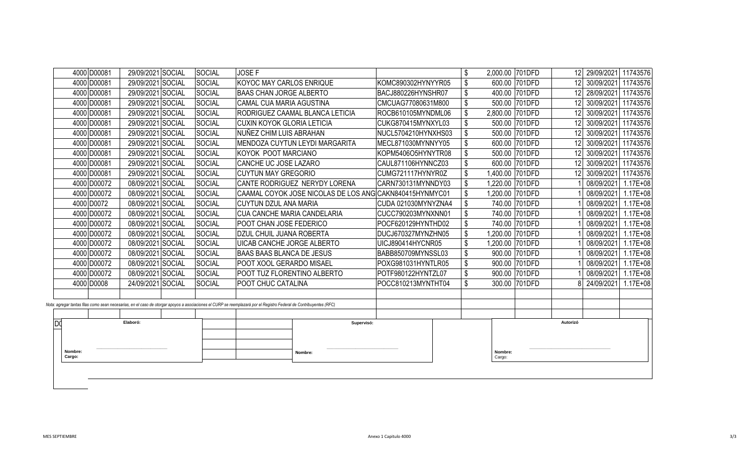| | | | | | | | | | | | | | |
|---|---|---|---|---|---|---|---|---|---|---|---|---|---|
| 4000 | D00081 | 29/09/2021 | SOCIAL | SOCIAL | JOSE F | | $ | 2,000.00 | 701DFD | 12 | 29/09/2021 | 11743576 |
| 4000 | D00081 | 29/09/2021 | SOCIAL | SOCIAL | KOYOC MAY CARLOS ENRIQUE | KOMC890302HYNYYR05 | $ | 600.00 | 701DFD | 12 | 30/09/2021 | 11743576 |
| 4000 | D00081 | 29/09/2021 | SOCIAL | SOCIAL | BAAS CHAN JORGE ALBERTO | BACJ880226HYNSHR07 | $ | 400.00 | 701DFD | 12 | 28/09/2021 | 11743576 |
| 4000 | D00081 | 29/09/2021 | SOCIAL | SOCIAL | CAMAL CUA MARIA AGUSTINA | CMCUAG77080631M800 | $ | 500.00 | 701DFD | 12 | 30/09/2021 | 11743576 |
| 4000 | D00081 | 29/09/2021 | SOCIAL | SOCIAL | RODRIGUEZ CAAMAL BLANCA LETICIA | ROCB610105MYNDML06 | $ | 2,800.00 | 701DFD | 12 | 30/09/2021 | 11743576 |
| 4000 | D00081 | 29/09/2021 | SOCIAL | SOCIAL | CUXIN KOYOK GLORIA LETICIA | CUKG870415MYNXYL03 | $ | 500.00 | 701DFD | 12 | 30/09/2021 | 11743576 |
| 4000 | D00081 | 29/09/2021 | SOCIAL | SOCIAL | NUÑEZ CHIM LUIS ABRAHAN | NUCL5704210HYNXHS03 | $ | 500.00 | 701DFD | 12 | 30/09/2021 | 11743576 |
| 4000 | D00081 | 29/09/2021 | SOCIAL | SOCIAL | MENDOZA CUYTUN LEYDI MARGARITA | MECL871030MYNNYY05 | $ | 600.00 | 701DFD | 12 | 30/09/2021 | 11743576 |
| 4000 | D00081 | 29/09/2021 | SOCIAL | SOCIAL | KOYOK POOT MARCIANO | KOPM5406O5HYNYTR08 | $ | 500.00 | 701DFD | 12 | 30/09/2021 | 11743576 |
| 4000 | D00081 | 29/09/2021 | SOCIAL | SOCIAL | CANCHE UC JOSE LAZARO | CAUL871106HYNNCZ03 | $ | 600.00 | 701DFD | 12 | 30/09/2021 | 11743576 |
| 4000 | D00081 | 29/09/2021 | SOCIAL | SOCIAL | CUYTUN MAY GREGORIO | CUMG721117HYNYR0Z | $ | 1,400.00 | 701DFD | 12 | 30/09/2021 | 11743576 |
| 4000 | D00072 | 08/09/2021 | SOCIAL | SOCIAL | CANTE RODRIGUEZ NERYDY LORENA | CARN730131MYNNDY03 | $ | 1,220.00 | 701DFD | 1 | 08/09/2021 | 1.17E+08 |
| 4000 | D00072 | 08/09/2021 | SOCIAL | SOCIAL | CAAMAL COYOK JOSE NICOLAS DE LOS ANG | CAKN840415HYNMYC01 | $ | 1,200.00 | 701DFD | 1 | 08/09/2021 | 1.17E+08 |
| 4000 | D0072 | 08/09/2021 | SOCIAL | SOCIAL | CUYTUN DZUL ANA MARIA | CUDA 021030MYNYZNA4 | $ | 740.00 | 701DFD | 1 | 08/09/2021 | 1.17E+08 |
| 4000 | D00072 | 08/09/2021 | SOCIAL | SOCIAL | CUA CANCHE MARIA CANDELARIA | CUCC790203MYNXNN01 | $ | 740.00 | 701DFD | 1 | 08/09/2021 | 1.17E+08 |
| 4000 | D00072 | 08/09/2021 | SOCIAL | SOCIAL | POOT CHAN JOSE FEDERICO | POCF620129HYNTHD02 | $ | 740.00 | 701DFD | 1 | 08/09/2021 | 1.17E+08 |
| 4000 | D00072 | 08/09/2021 | SOCIAL | SOCIAL | DZUL CHUIL JUANA ROBERTA | DUCJ670327MYNZHN05 | $ | 1,200.00 | 701DFD | 1 | 08/09/2021 | 1.17E+08 |
| 4000 | D00072 | 08/09/2021 | SOCIAL | SOCIAL | UICAB CANCHE JORGE ALBERTO | UICJ890414HYCNR05 | $ | 1,200.00 | 701DFD | 1 | 08/09/2021 | 1.17E+08 |
| 4000 | D00072 | 08/09/2021 | SOCIAL | SOCIAL | BAAS BAAS BLANCA DE JESUS | BABB850709MYNSSL03 | $ | 900.00 | 701DFD | 1 | 08/09/2021 | 1.17E+08 |
| 4000 | D00072 | 08/09/2021 | SOCIAL | SOCIAL | POOT XOOL GERARDO MISAEL | POXG981031HYNTLR05 | $ | 900.00 | 701DFD | 1 | 08/09/2021 | 1.17E+08 |
| 4000 | D00072 | 08/09/2021 | SOCIAL | SOCIAL | POOT TUZ FLORENTINO ALBERTO | POTF980122HYNTZL07 | $ | 900.00 | 701DFD | 1 | 08/09/2021 | 1.17E+08 |
| 4000 | D0008 | 24/09/2021 | SOCIAL | SOCIAL | POOT CHUC CATALINA | POCC810213MYNTHT04 | $ | 300.00 | 701DFD | 8 | 24/09/2021 | 1.17E+08 |

*Nota: agregar tantas filas como sean necesarias, en el caso de otorgar apoyos a asociaciones el CURP se reemplazará por el Registro Federal de Contribuyentes (RFC)*

| Elaboró: | Supervisó: | Autorizó |
|---|---|---|
| Nombre: | Nombre: | Nombre: |
| Cargo: | | Cargo: |

MES SEPTIEMBRE

Anexo 1 Capitulo 4000